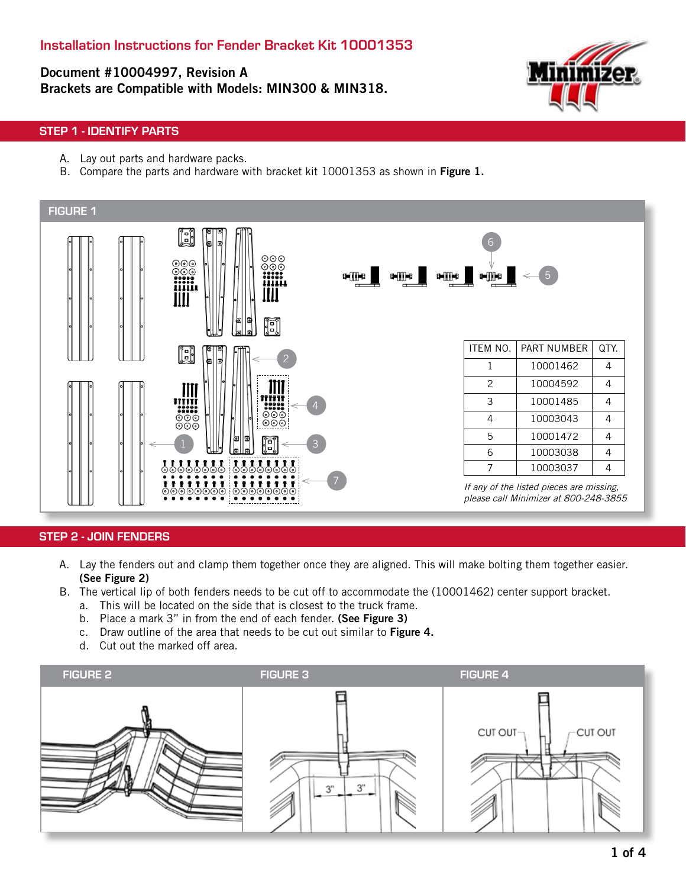# Installation Instructions for Fender Bracket Kit 10001353

**Document #10004997, Revision A**
**Brackets are Compatible with Models: MIN300 & MIN318.**

## STEP 1 - IDENTIFY PARTS

A. Lay out parts and hardware packs.
B. Compare the parts and hardware with bracket kit 10001353 as shown in **Figure 1.**

FIGURE 1

| ITEM NO. | PART NUMBER | QTY. |
|---|---|---|
| 1 | 10001462 | 4 |
| 2 | 10004592 | 4 |
| 3 | 10001485 | 4 |
| 4 | 10003043 | 4 |
| 5 | 10001472 | 4 |
| 6 | 10003038 | 4 |
| 7 | 10003037 | 4 |

*If any of the listed pieces are missing, please call Minimizer at 800-248-3855*

## STEP 2 - JOIN FENDERS

A. Lay the fenders out and clamp them together once they are aligned. This will make bolting them together easier. **(See Figure 2)**
B. The vertical lip of both fenders needs to be cut off to accommodate the (10001462) center support bracket.
   a. This will be located on the side that is closest to the truck frame.
   b. Place a mark 3" in from the end of each fender. **(See Figure 3)**
   c. Draw outline of the area that needs to be cut out similar to **Figure 4.**
   d. Cut out the marked off area.

FIGURE 2

FIGURE 3

FIGURE 4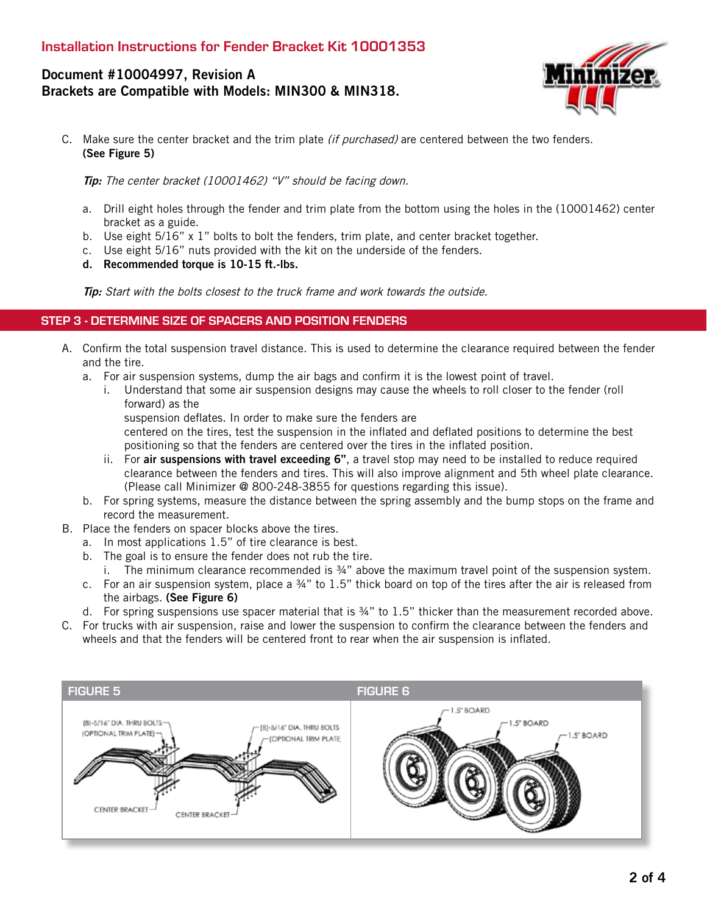C. Make sure the center bracket and the trim plate *(if purchased)* are centered between the two fenders. **(See Figure 5)**

***Tip:*** *The center bracket (10001462) "V" should be facing down.*

a. Drill eight holes through the fender and trim plate from the bottom using the holes in the (10001462) center bracket as a guide.
b. Use eight 5/16" x 1" bolts to bolt the fenders, trim plate, and center bracket together.
c. Use eight 5/16" nuts provided with the kit on the underside of the fenders.
d. **Recommended torque is 10-15 ft.-lbs.**

***Tip:*** *Start with the bolts closest to the truck frame and work towards the outside.*

## STEP 3 - DETERMINE SIZE OF SPACERS AND POSITION FENDERS

A. Confirm the total suspension travel distance. This is used to determine the clearance required between the fender and the tire.
   a. For air suspension systems, dump the air bags and confirm it is the lowest point of travel.
      i. Understand that some air suspension designs may cause the wheels to roll closer to the fender (roll forward) as the suspension deflates. In order to make sure the fenders are centered on the tires, test the suspension in the inflated and deflated positions to determine the best positioning so that the fenders are centered over the tires in the inflated position.
      ii. For **air suspensions with travel exceeding 6"**, a travel stop may need to be installed to reduce required clearance between the fenders and tires. This will also improve alignment and 5th wheel plate clearance. (Please call Minimizer @ 800-248-3855 for questions regarding this issue).
   b. For spring systems, measure the distance between the spring assembly and the bump stops on the frame and record the measurement.
B. Place the fenders on spacer blocks above the tires.
   a. In most applications 1.5" of tire clearance is best.
   b. The goal is to ensure the fender does not rub the tire.
      i. The minimum clearance recommended is ¾" above the maximum travel point of the suspension system.
   c. For an air suspension system, place a ¾" to 1.5" thick board on top of the tires after the air is released from the airbags. **(See Figure 6)**
   d. For spring suspensions use spacer material that is ¾" to 1.5" thicker than the measurement recorded above.
C. For trucks with air suspension, raise and lower the suspension to confirm the clearance between the fenders and wheels and that the fenders will be centered front to rear when the air suspension is inflated.

**FIGURE 5**

(8)-5/16" DIA. THRU BOLTS (OPTIONAL TRIM PLATE) — CENTER BRACKET — (8)-5/16" DIA. THRU BOLTS (OPTIONAL TRIM PLATE) — CENTER BRACKET

**FIGURE 6**

1.5" BOARD — 1.5" BOARD — 1.5" BOARD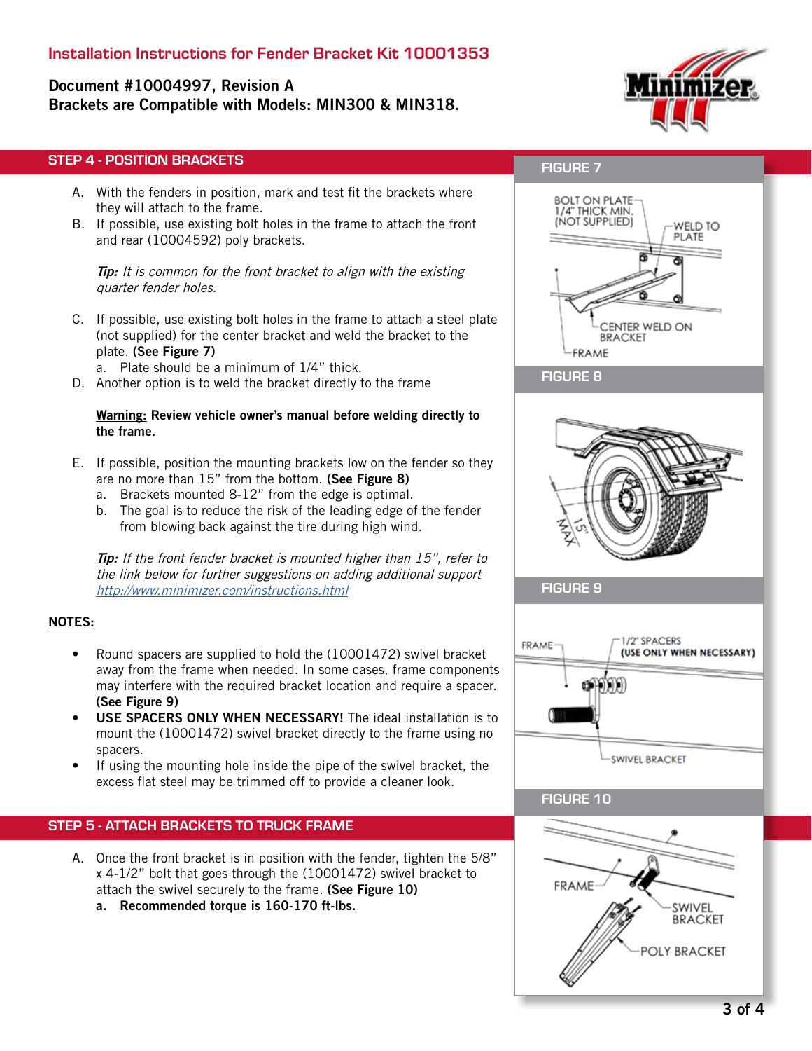# Installation Instructions for Fender Bracket Kit 10001353

**Document #10004997, Revision A**
**Brackets are Compatible with Models: MIN300 & MIN318.**

## STEP 4 - POSITION BRACKETS

A. With the fenders in position, mark and test fit the brackets where they will attach to the frame.

B. If possible, use existing bolt holes in the frame to attach the front and rear (10004592) poly brackets.

*Tip: It is common for the front bracket to align with the existing quarter fender holes.*

C. If possible, use existing bolt holes in the frame to attach a steel plate (not supplied) for the center bracket and weld the bracket to the plate. **(See Figure 7)**
   a. Plate should be a minimum of 1/4" thick.

D. Another option is to weld the bracket directly to the frame

**Warning: Review vehicle owner's manual before welding directly to the frame.**

E. If possible, position the mounting brackets low on the fender so they are no more than 15" from the bottom. **(See Figure 8)**
   a. Brackets mounted 8-12" from the edge is optimal.
   b. The goal is to reduce the risk of the leading edge of the fender from blowing back against the tire during high wind.

*Tip: If the front fender bracket is mounted higher than 15", refer to the link below for further suggestions on adding additional support* http://www.minimizer.com/instructions.html

**NOTES:**

- Round spacers are supplied to hold the (10001472) swivel bracket away from the frame when needed. In some cases, frame components may interfere with the required bracket location and require a spacer. **(See Figure 9)**
- **USE SPACERS ONLY WHEN NECESSARY!** The ideal installation is to mount the (10001472) swivel bracket directly to the frame using no spacers.
- If using the mounting hole inside the pipe of the swivel bracket, the excess flat steel may be trimmed off to provide a cleaner look.

## STEP 5 - ATTACH BRACKETS TO TRUCK FRAME

A. Once the front bracket is in position with the fender, tighten the 5/8" x 4-1/2" bolt that goes through the (10001472) swivel bracket to attach the swivel securely to the frame. **(See Figure 10)**
   **a. Recommended torque is 160-170 ft-lbs.**

**FIGURE 7**

BOLT ON PLATE 1/4" THICK MIN. (NOT SUPPLIED) — WELD TO PLATE — CENTER WELD ON BRACKET — FRAME

**FIGURE 8**

15" MAX

**FIGURE 9**

FRAME — 1/2" SPACERS (USE ONLY WHEN NECESSARY) — SWIVEL BRACKET

**FIGURE 10**

FRAME — SWIVEL BRACKET — POLY BRACKET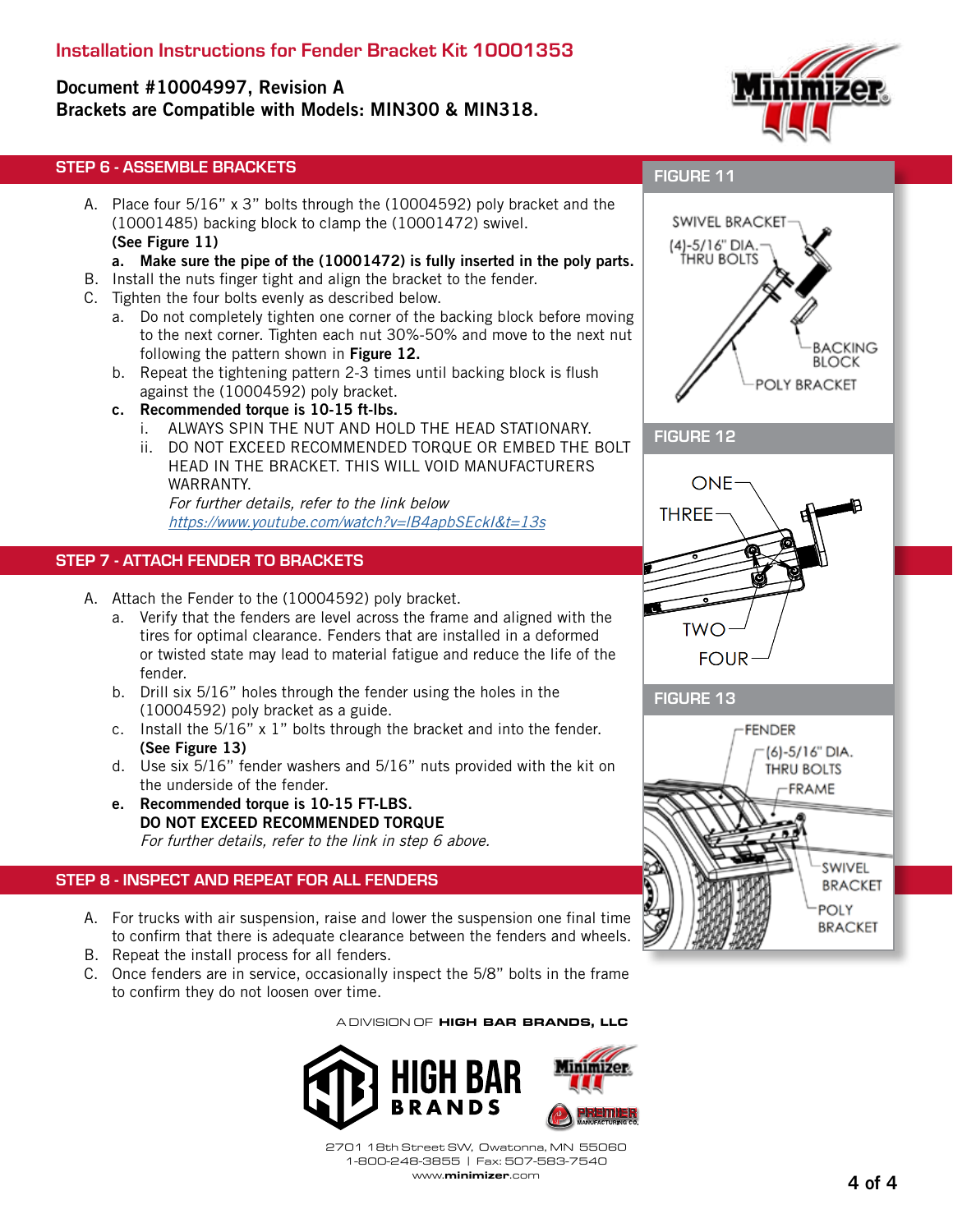# Installation Instructions for Fender Bracket Kit 10001353

**Document #10004997, Revision A**
**Brackets are Compatible with Models: MIN300 & MIN318.**

## STEP 6 - ASSEMBLE BRACKETS

A. Place four 5/16" x 3" bolts through the (10004592) poly bracket and the (10001485) backing block to clamp the (10001472) swivel. **(See Figure 11)**
   a. **Make sure the pipe of the (10001472) is fully inserted in the poly parts.**

B. Install the nuts finger tight and align the bracket to the fender.

C. Tighten the four bolts evenly as described below.
   a. Do not completely tighten one corner of the backing block before moving to the next corner. Tighten each nut 30%-50% and move to the next nut following the pattern shown in **Figure 12.**
   b. Repeat the tightening pattern 2-3 times until backing block is flush against the (10004592) poly bracket.
   c. **Recommended torque is 10-15 ft-lbs.**
      i. ALWAYS SPIN THE NUT AND HOLD THE HEAD STATIONARY.
      ii. DO NOT EXCEED RECOMMENDED TORQUE OR EMBED THE BOLT HEAD IN THE BRACKET. THIS WILL VOID MANUFACTURERS WARRANTY.
      *For further details, refer to the link below*
      https://www.youtube.com/watch?v=lB4apbSEckI&t=13s

## STEP 7 - ATTACH FENDER TO BRACKETS

A. Attach the Fender to the (10004592) poly bracket.
   a. Verify that the fenders are level across the frame and aligned with the tires for optimal clearance. Fenders that are installed in a deformed or twisted state may lead to material fatigue and reduce the life of the fender.
   b. Drill six 5/16" holes through the fender using the holes in the (10004592) poly bracket as a guide.
   c. Install the 5/16" x 1" bolts through the bracket and into the fender. **(See Figure 13)**
   d. Use six 5/16" fender washers and 5/16" nuts provided with the kit on the underside of the fender.
   e. **Recommended torque is 10-15 FT-LBS.**
      **DO NOT EXCEED RECOMMENDED TORQUE**
      *For further details, refer to the link in step 6 above.*

## STEP 8 - INSPECT AND REPEAT FOR ALL FENDERS

A. For trucks with air suspension, raise and lower the suspension one final time to confirm that there is adequate clearance between the fenders and wheels.

B. Repeat the install process for all fenders.

C. Once fenders are in service, occasionally inspect the 5/8" bolts in the frame to confirm they do not loosen over time.

**FIGURE 11**

SWIVEL BRACKET
(4)-5/16" DIA. THRU BOLTS
BACKING BLOCK
POLY BRACKET

**FIGURE 12**

ONE
THREE
TWO
FOUR

**FIGURE 13**

FENDER
(6)-5/16" DIA. THRU BOLTS
FRAME
SWIVEL BRACKET
POLY BRACKET

A DIVISION OF **HIGH BAR BRANDS, LLC**

2701 18th Street SW, Owatonna, MN 55060
1-800-248-3855 | Fax: 507-583-7540
www.minimizer.com